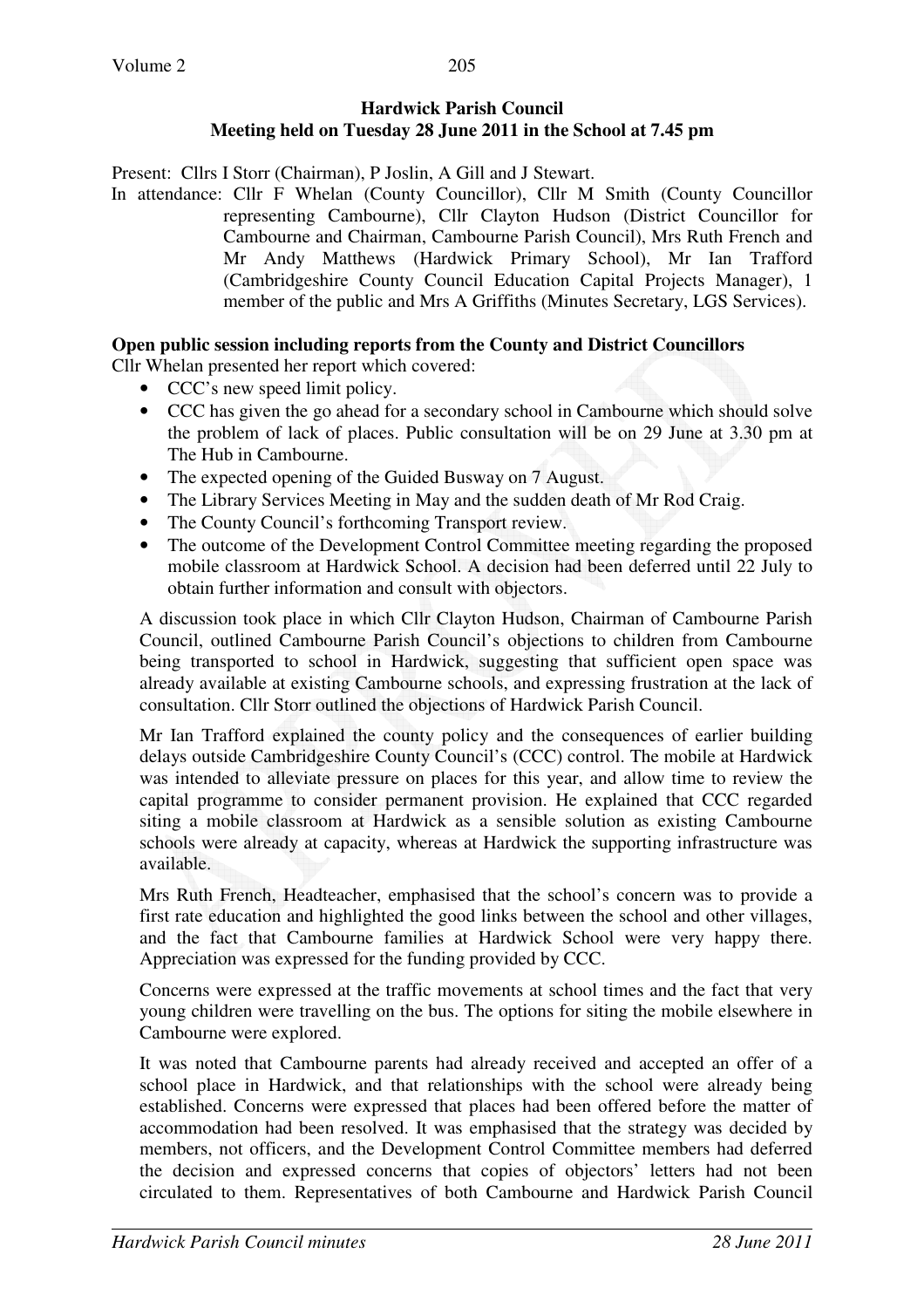**Hardwick Parish Council**
**Meeting held on Tuesday 28 June 2011 in the School at 7.45 pm**

Present: Cllrs I Storr (Chairman), P Joslin, A Gill and J Stewart.

In attendance: Cllr F Whelan (County Councillor), Cllr M Smith (County Councillor representing Cambourne), Cllr Clayton Hudson (District Councillor for Cambourne and Chairman, Cambourne Parish Council), Mrs Ruth French and Mr Andy Matthews (Hardwick Primary School), Mr Ian Trafford (Cambridgeshire County Council Education Capital Projects Manager), 1 member of the public and Mrs A Griffiths (Minutes Secretary, LGS Services).

**Open public session including reports from the County and District Councillors**

Cllr Whelan presented her report which covered:

- CCC's new speed limit policy.
- CCC has given the go ahead for a secondary school in Cambourne which should solve the problem of lack of places. Public consultation will be on 29 June at 3.30 pm at The Hub in Cambourne.
- The expected opening of the Guided Busway on 7 August.
- The Library Services Meeting in May and the sudden death of Mr Rod Craig.
- The County Council's forthcoming Transport review.
- The outcome of the Development Control Committee meeting regarding the proposed mobile classroom at Hardwick School. A decision had been deferred until 22 July to obtain further information and consult with objectors.

A discussion took place in which Cllr Clayton Hudson, Chairman of Cambourne Parish Council, outlined Cambourne Parish Council's objections to children from Cambourne being transported to school in Hardwick, suggesting that sufficient open space was already available at existing Cambourne schools, and expressing frustration at the lack of consultation. Cllr Storr outlined the objections of Hardwick Parish Council.

Mr Ian Trafford explained the county policy and the consequences of earlier building delays outside Cambridgeshire County Council's (CCC) control. The mobile at Hardwick was intended to alleviate pressure on places for this year, and allow time to review the capital programme to consider permanent provision. He explained that CCC regarded siting a mobile classroom at Hardwick as a sensible solution as existing Cambourne schools were already at capacity, whereas at Hardwick the supporting infrastructure was available.

Mrs Ruth French, Headteacher, emphasised that the school's concern was to provide a first rate education and highlighted the good links between the school and other villages, and the fact that Cambourne families at Hardwick School were very happy there. Appreciation was expressed for the funding provided by CCC.

Concerns were expressed at the traffic movements at school times and the fact that very young children were travelling on the bus. The options for siting the mobile elsewhere in Cambourne were explored.

It was noted that Cambourne parents had already received and accepted an offer of a school place in Hardwick, and that relationships with the school were already being established. Concerns were expressed that places had been offered before the matter of accommodation had been resolved. It was emphasised that the strategy was decided by members, not officers, and the Development Control Committee members had deferred the decision and expressed concerns that copies of objectors' letters had not been circulated to them. Representatives of both Cambourne and Hardwick Parish Council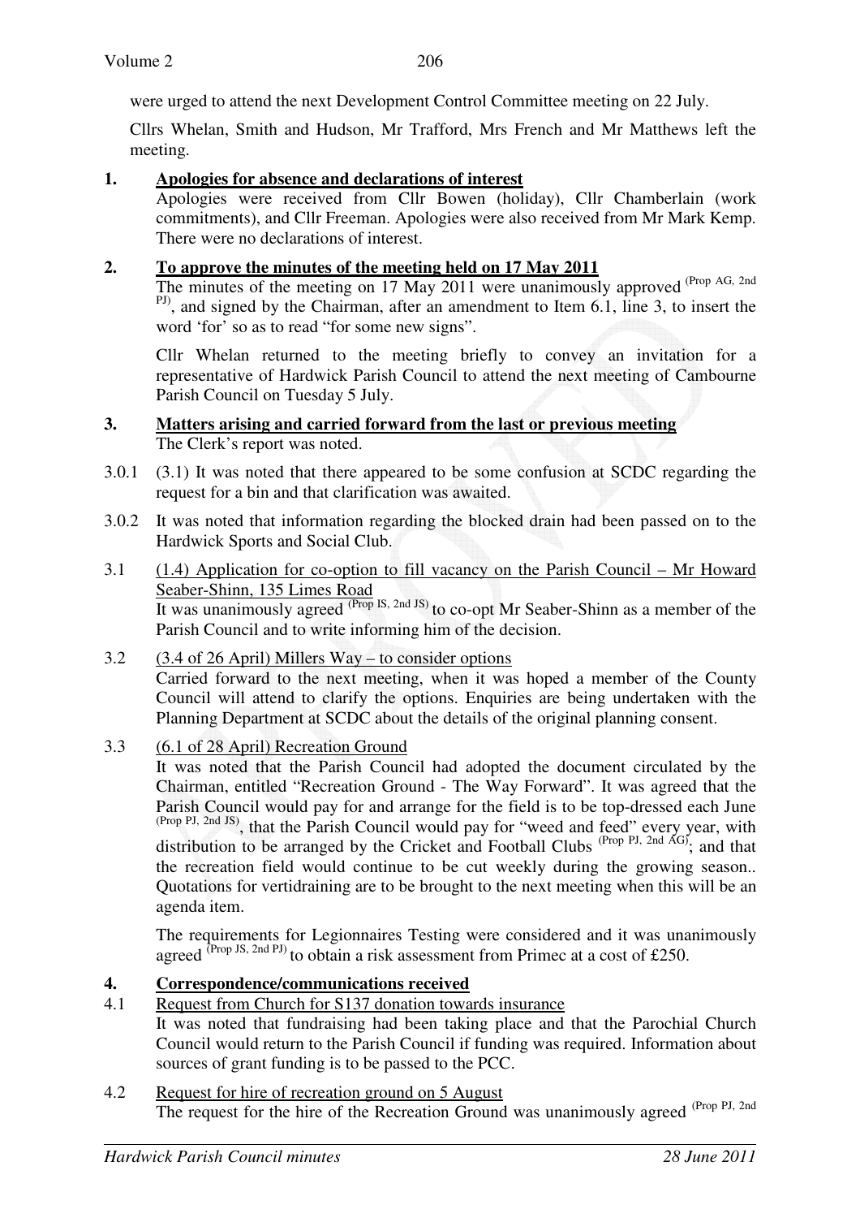were urged to attend the next Development Control Committee meeting on 22 July.

Cllrs Whelan, Smith and Hudson, Mr Trafford, Mrs French and Mr Matthews left the meeting.

**1. Apologies for absence and declarations of interest**

Apologies were received from Cllr Bowen (holiday), Cllr Chamberlain (work commitments), and Cllr Freeman. Apologies were also received from Mr Mark Kemp. There were no declarations of interest.

**2. To approve the minutes of the meeting held on 17 May 2011**

The minutes of the meeting on 17 May 2011 were unanimously approved (Prop AG, 2nd PJ), and signed by the Chairman, after an amendment to Item 6.1, line 3, to insert the word 'for' so as to read "for some new signs".

Cllr Whelan returned to the meeting briefly to convey an invitation for a representative of Hardwick Parish Council to attend the next meeting of Cambourne Parish Council on Tuesday 5 July.

**3. Matters arising and carried forward from the last or previous meeting**

The Clerk's report was noted.

3.0.1 (3.1) It was noted that there appeared to be some confusion at SCDC regarding the request for a bin and that clarification was awaited.

3.0.2 It was noted that information regarding the blocked drain had been passed on to the Hardwick Sports and Social Club.

3.1 (1.4) Application for co-option to fill vacancy on the Parish Council – Mr Howard Seaber-Shinn, 135 Limes Road

It was unanimously agreed (Prop IS, 2nd JS) to co-opt Mr Seaber-Shinn as a member of the Parish Council and to write informing him of the decision.

3.2 (3.4 of 26 April) Millers Way – to consider options

Carried forward to the next meeting, when it was hoped a member of the County Council will attend to clarify the options. Enquiries are being undertaken with the Planning Department at SCDC about the details of the original planning consent.

3.3 (6.1 of 28 April) Recreation Ground

It was noted that the Parish Council had adopted the document circulated by the Chairman, entitled "Recreation Ground - The Way Forward". It was agreed that the Parish Council would pay for and arrange for the field is to be top-dressed each June (Prop PJ, 2nd JS), that the Parish Council would pay for "weed and feed" every year, with distribution to be arranged by the Cricket and Football Clubs (Prop PJ, 2nd AG); and that the recreation field would continue to be cut weekly during the growing season.. Quotations for vertidraining are to be brought to the next meeting when this will be an agenda item.

The requirements for Legionnaires Testing were considered and it was unanimously agreed (Prop JS, 2nd PJ) to obtain a risk assessment from Primec at a cost of £250.

**4. Correspondence/communications received**

4.1 Request from Church for S137 donation towards insurance

It was noted that fundraising had been taking place and that the Parochial Church Council would return to the Parish Council if funding was required. Information about sources of grant funding is to be passed to the PCC.

4.2 Request for hire of recreation ground on 5 August

The request for the hire of the Recreation Ground was unanimously agreed (Prop PJ, 2nd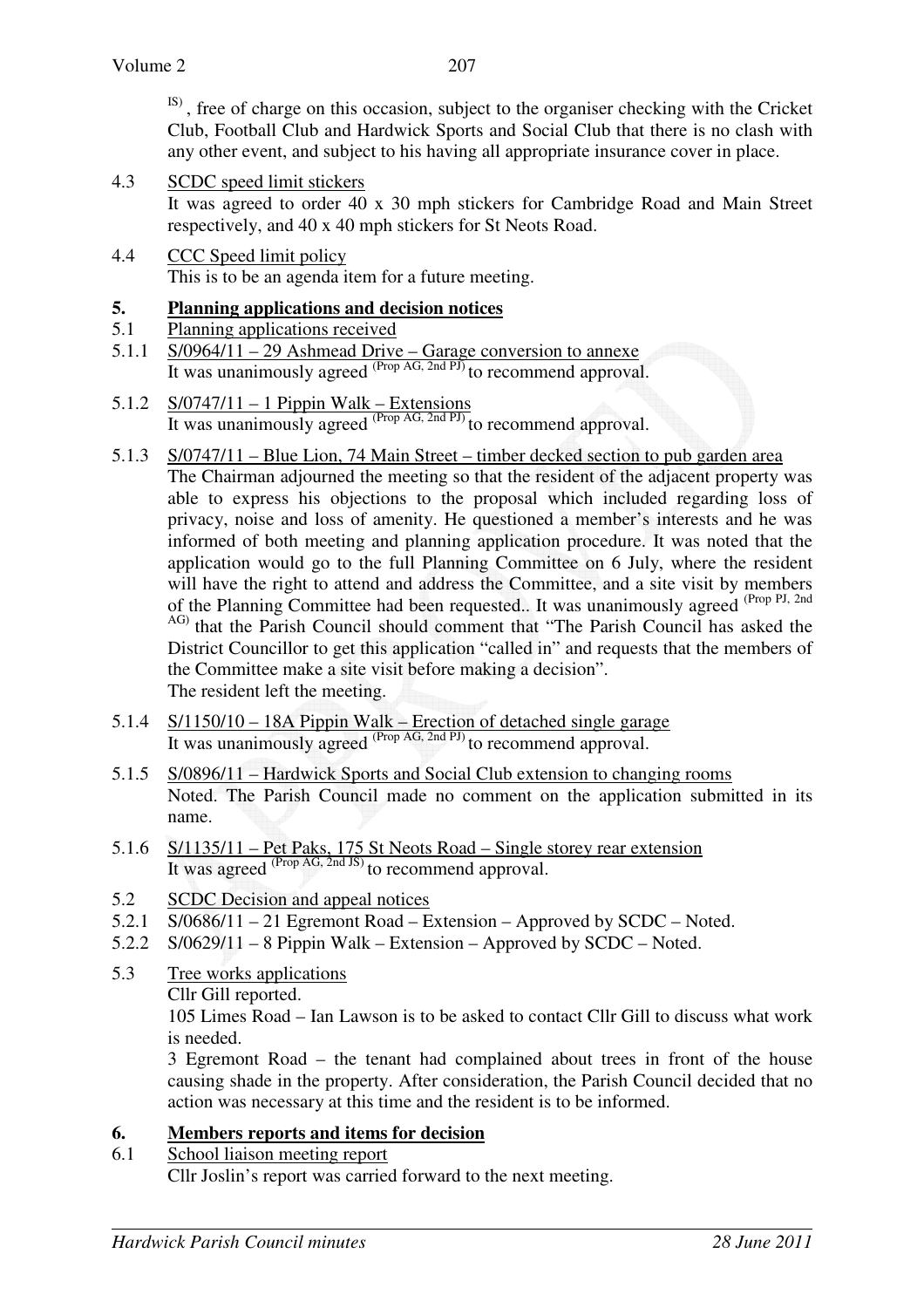IS), free of charge on this occasion, subject to the organiser checking with the Cricket Club, Football Club and Hardwick Sports and Social Club that there is no clash with any other event, and subject to his having all appropriate insurance cover in place.

4.3 SCDC speed limit stickers

It was agreed to order 40 x 30 mph stickers for Cambridge Road and Main Street respectively, and 40 x 40 mph stickers for St Neots Road.

4.4 CCC Speed limit policy

This is to be an agenda item for a future meeting.

## 5. Planning applications and decision notices

5.1 Planning applications received

5.1.1 S/0964/11 – 29 Ashmead Drive – Garage conversion to annexe

It was unanimously agreed (Prop AG, 2nd PJ) to recommend approval.

5.1.2 S/0747/11 – 1 Pippin Walk – Extensions

It was unanimously agreed (Prop AG, 2nd PJ) to recommend approval.

5.1.3 S/0747/11 – Blue Lion, 74 Main Street – timber decked section to pub garden area

The Chairman adjourned the meeting so that the resident of the adjacent property was able to express his objections to the proposal which included regarding loss of privacy, noise and loss of amenity. He questioned a member's interests and he was informed of both meeting and planning application procedure. It was noted that the application would go to the full Planning Committee on 6 July, where the resident will have the right to attend and address the Committee, and a site visit by members of the Planning Committee had been requested.. It was unanimously agreed (Prop PJ, 2nd AG) that the Parish Council should comment that "The Parish Council has asked the District Councillor to get this application "called in" and requests that the members of the Committee make a site visit before making a decision".

The resident left the meeting.

5.1.4 S/1150/10 – 18A Pippin Walk – Erection of detached single garage

It was unanimously agreed (Prop AG, 2nd PJ) to recommend approval.

5.1.5 S/0896/11 – Hardwick Sports and Social Club extension to changing rooms

Noted. The Parish Council made no comment on the application submitted in its name.

5.1.6 S/1135/11 – Pet Paks, 175 St Neots Road – Single storey rear extension

It was agreed (Prop AG, 2nd JS) to recommend approval.

5.2 SCDC Decision and appeal notices

5.2.1 S/0686/11 – 21 Egremont Road – Extension – Approved by SCDC – Noted.

5.2.2 S/0629/11 – 8 Pippin Walk – Extension – Approved by SCDC – Noted.

5.3 Tree works applications

Cllr Gill reported.

105 Limes Road – Ian Lawson is to be asked to contact Cllr Gill to discuss what work is needed.

3 Egremont Road – the tenant had complained about trees in front of the house causing shade in the property. After consideration, the Parish Council decided that no action was necessary at this time and the resident is to be informed.

## 6. Members reports and items for decision

6.1 School liaison meeting report

Cllr Joslin's report was carried forward to the next meeting.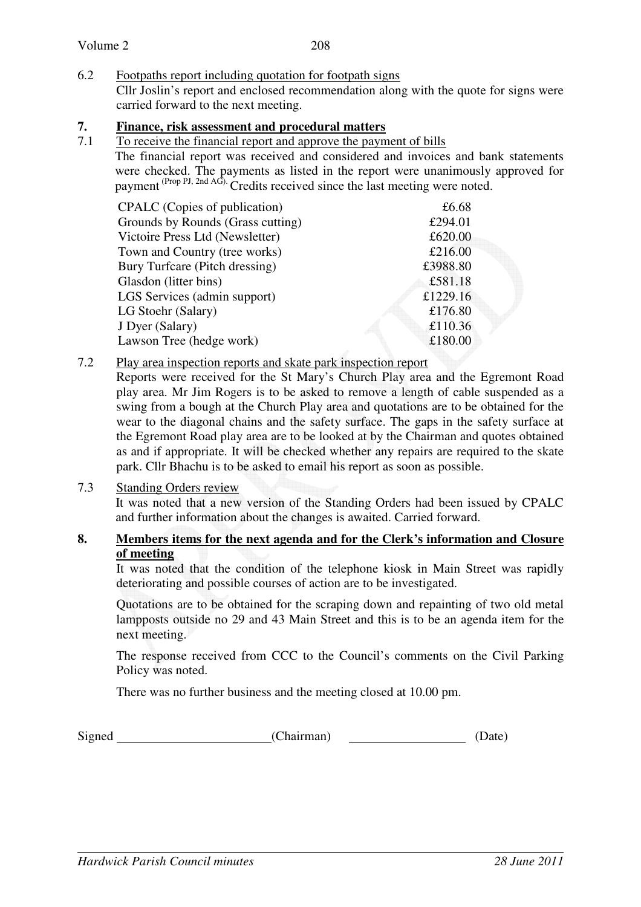6.2 Footpaths report including quotation for footpath signs

Cllr Joslin's report and enclosed recommendation along with the quote for signs were carried forward to the next meeting.

## 7. Finance, risk assessment and procedural matters

7.1 To receive the financial report and approve the payment of bills

The financial report was received and considered and invoices and bank statements were checked. The payments as listed in the report were unanimously approved for payment (Prop PJ, 2nd AG). Credits received since the last meeting were noted.

| | |
|---|---|
| CPALC (Copies of publication) | £6.68 |
| Grounds by Rounds (Grass cutting) | £294.01 |
| Victoire Press Ltd (Newsletter) | £620.00 |
| Town and Country (tree works) | £216.00 |
| Bury Turfcare (Pitch dressing) | £3988.80 |
| Glasdon (litter bins) | £581.18 |
| LGS Services (admin support) | £1229.16 |
| LG Stoehr (Salary) | £176.80 |
| J Dyer (Salary) | £110.36 |
| Lawson Tree (hedge work) | £180.00 |

7.2 Play area inspection reports and skate park inspection report

Reports were received for the St Mary's Church Play area and the Egremont Road play area. Mr Jim Rogers is to be asked to remove a length of cable suspended as a swing from a bough at the Church Play area and quotations are to be obtained for the wear to the diagonal chains and the safety surface. The gaps in the safety surface at the Egremont Road play area are to be looked at by the Chairman and quotes obtained as and if appropriate. It will be checked whether any repairs are required to the skate park. Cllr Bhachu is to be asked to email his report as soon as possible.

7.3 Standing Orders review

It was noted that a new version of the Standing Orders had been issued by CPALC and further information about the changes is awaited. Carried forward.

## 8. Members items for the next agenda and for the Clerk's information and Closure of meeting

It was noted that the condition of the telephone kiosk in Main Street was rapidly deteriorating and possible courses of action are to be investigated.

Quotations are to be obtained for the scraping down and repainting of two old metal lampposts outside no 29 and 43 Main Street and this is to be an agenda item for the next meeting.

The response received from CCC to the Council's comments on the Civil Parking Policy was noted.

There was no further business and the meeting closed at 10.00 pm.

Signed ________________________(Chairman) __________________ (Date)